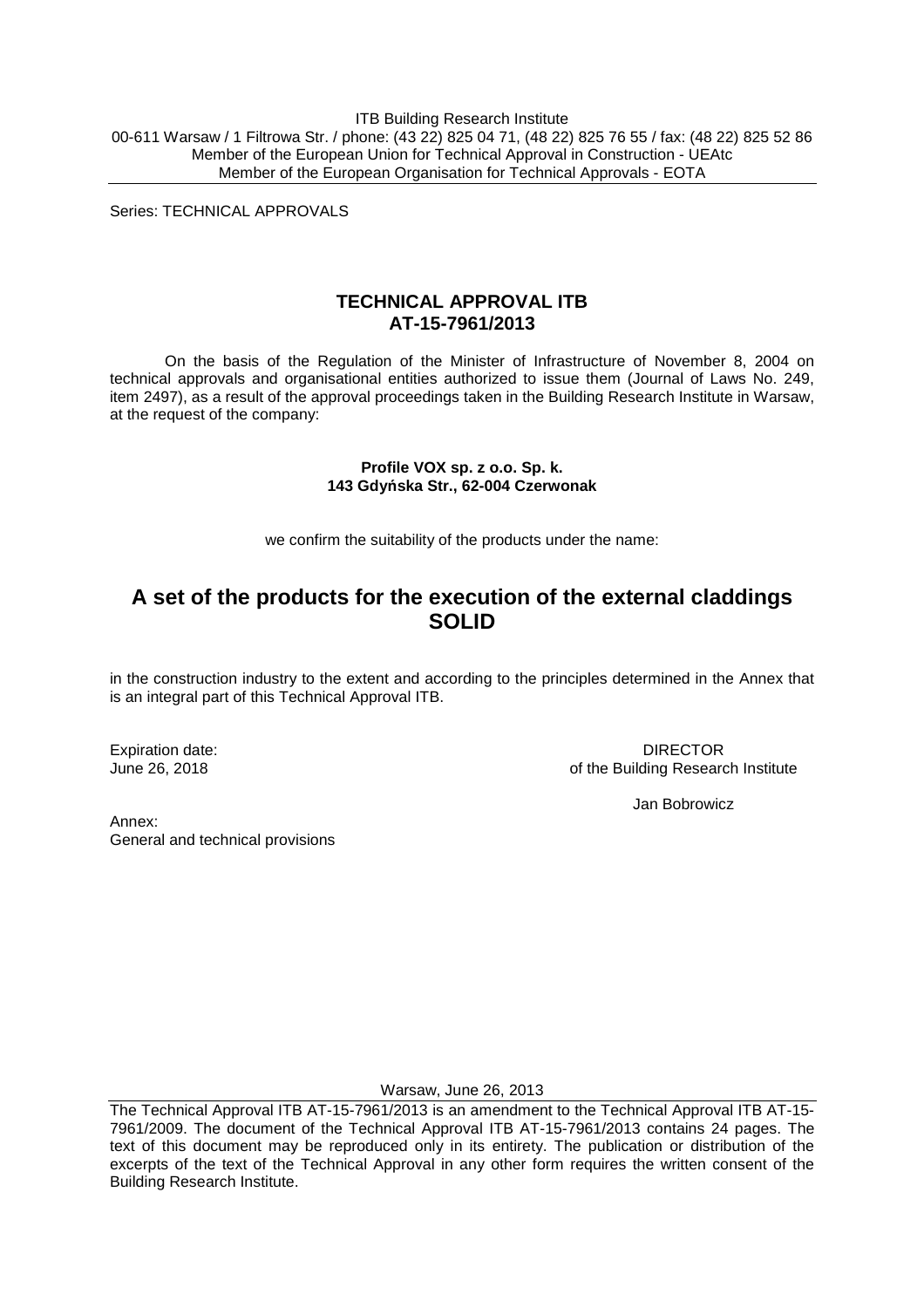ITB Building Research Institute
00-611 Warsaw / 1 Filtrowa Str. / phone: (43 22) 825 04 71, (48 22) 825 76 55 / fax: (48 22) 825 52 86
Member of the European Union for Technical Approval in Construction - UEAtc
Member of the European Organisation for Technical Approvals - EOTA

Series: TECHNICAL APPROVALS

# TECHNICAL APPROVAL ITB
# AT-15-7961/2013

On the basis of the Regulation of the Minister of Infrastructure of November 8, 2004 on technical approvals and organisational entities authorized to issue them (Journal of Laws No. 249, item 2497), as a result of the approval proceedings taken in the Building Research Institute in Warsaw, at the request of the company:

**Profile VOX sp. z o.o. Sp. k.**
**143 Gdyńska Str., 62-004 Czerwonak**

we confirm the suitability of the products under the name:

## A set of the products for the execution of the external claddings SOLID

in the construction industry to the extent and according to the principles determined in the Annex that is an integral part of this Technical Approval ITB.

Expiration date:
June 26, 2018

DIRECTOR
of the Building Research Institute

Jan Bobrowicz

Annex:
General and technical provisions

Warsaw, June 26, 2013

The Technical Approval ITB AT-15-7961/2013 is an amendment to the Technical Approval ITB AT-15-7961/2009. The document of the Technical Approval ITB AT-15-7961/2013 contains 24 pages. The text of this document may be reproduced only in its entirety. The publication or distribution of the excerpts of the text of the Technical Approval in any other form requires the written consent of the Building Research Institute.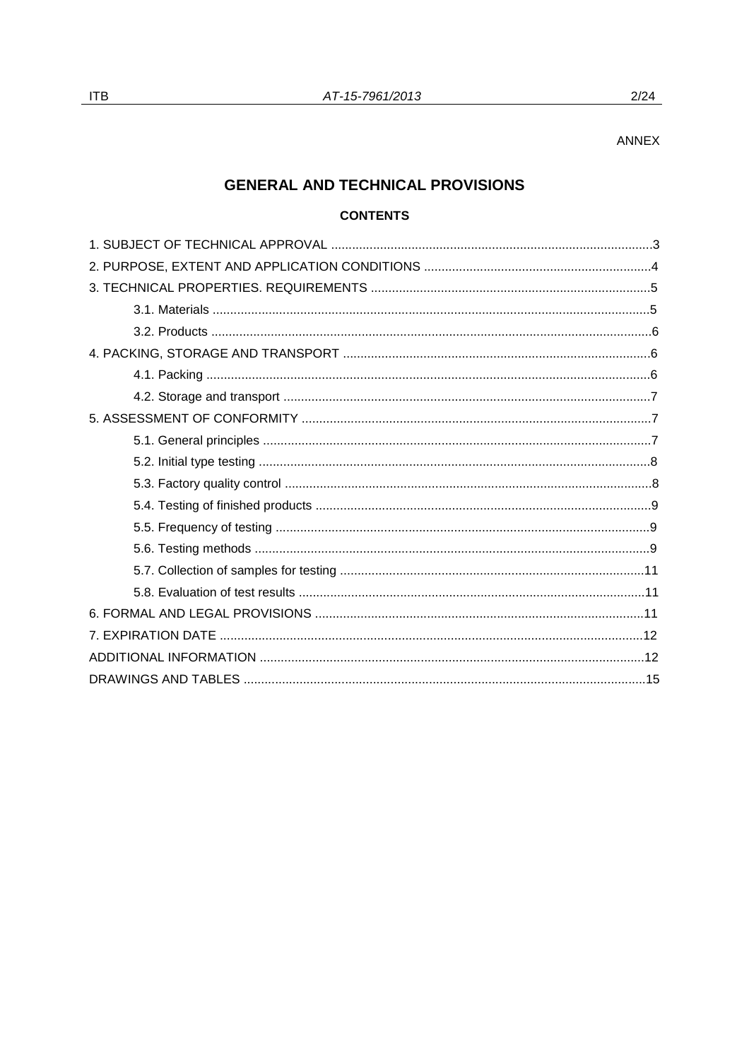ANNEX

# GENERAL AND TECHNICAL PROVISIONS

## CONTENTS

1. SUBJECT OF TECHNICAL APPROVAL ...........................................................................................3
2. PURPOSE, EXTENT AND APPLICATION CONDITIONS ................................................................4
3. TECHNICAL PROPERTIES. REQUIREMENTS ...............................................................................5
   - 3.1. Materials ............................................................................................................................5
   - 3.2. Products .............................................................................................................................6
4. PACKING, STORAGE AND TRANSPORT .......................................................................................6
   - 4.1. Packing ..............................................................................................................................6
   - 4.2. Storage and transport ........................................................................................................7
5. ASSESSMENT OF CONFORMITY ...................................................................................................7
   - 5.1. General principles ..............................................................................................................7
   - 5.2. Initial type testing ...............................................................................................................8
   - 5.3. Factory quality control ........................................................................................................8
   - 5.4. Testing of finished products ...............................................................................................9
   - 5.5. Frequency of testing ..........................................................................................................9
   - 5.6. Testing methods ................................................................................................................9
   - 5.7. Collection of samples for testing ......................................................................................11
   - 5.8. Evaluation of test results ..................................................................................................11
6. FORMAL AND LEGAL PROVISIONS .............................................................................................11
7. EXPIRATION DATE ........................................................................................................................12

ADDITIONAL INFORMATION .............................................................................................................12

DRAWINGS AND TABLES ..................................................................................................................15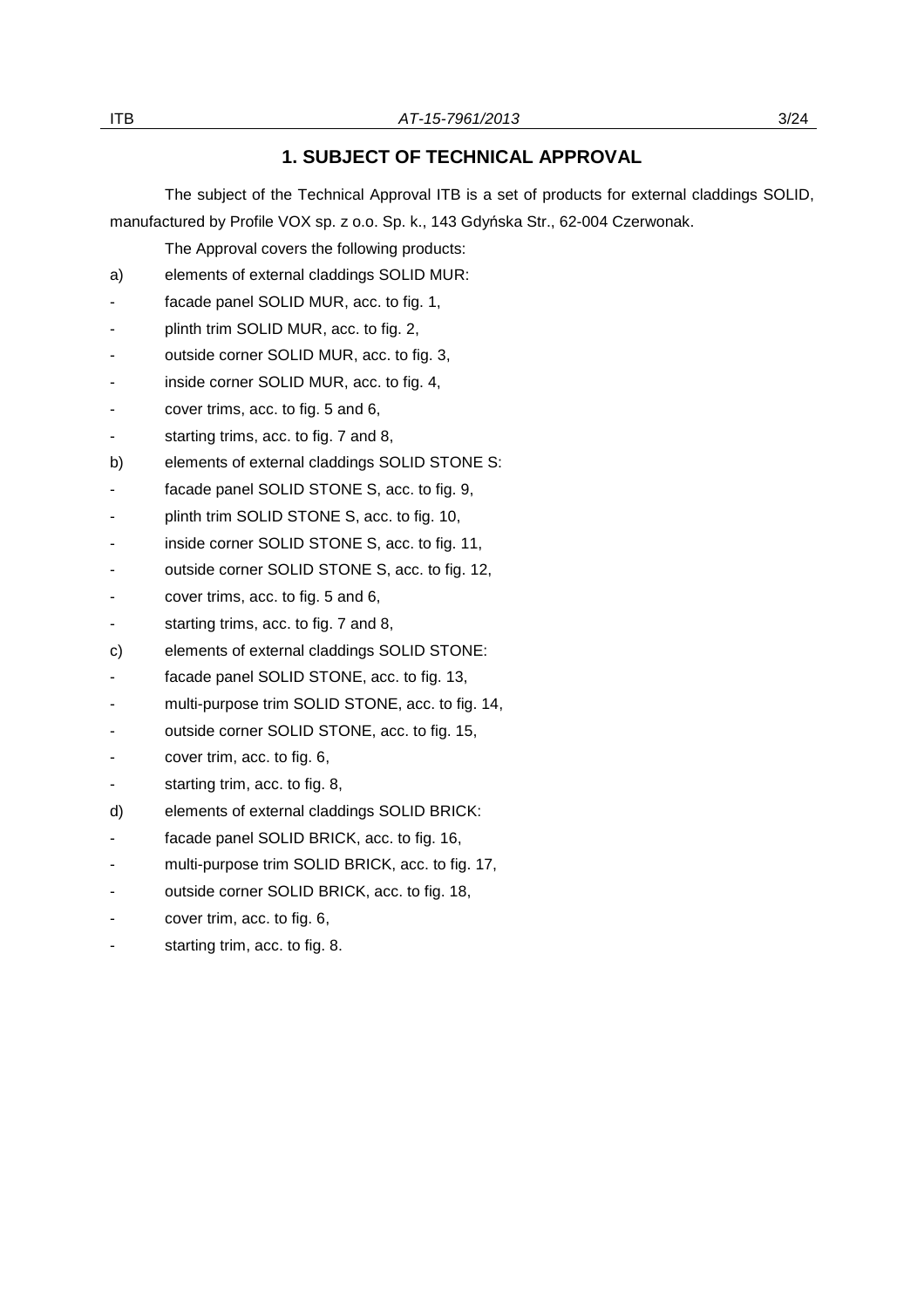# 1. SUBJECT OF TECHNICAL APPROVAL

The subject of the Technical Approval ITB is a set of products for external claddings SOLID, manufactured by Profile VOX sp. z o.o. Sp. k., 143 Gdyńska Str., 62-004 Czerwonak.

The Approval covers the following products:

a) elements of external claddings SOLID MUR:
- facade panel SOLID MUR, acc. to fig. 1,
- plinth trim SOLID MUR, acc. to fig. 2,
- outside corner SOLID MUR, acc. to fig. 3,
- inside corner SOLID MUR, acc. to fig. 4,
- cover trims, acc. to fig. 5 and 6,
- starting trims, acc. to fig. 7 and 8,

b) elements of external claddings SOLID STONE S:
- facade panel SOLID STONE S, acc. to fig. 9,
- plinth trim SOLID STONE S, acc. to fig. 10,
- inside corner SOLID STONE S, acc. to fig. 11,
- outside corner SOLID STONE S, acc. to fig. 12,
- cover trims, acc. to fig. 5 and 6,
- starting trims, acc. to fig. 7 and 8,

c) elements of external claddings SOLID STONE:
- facade panel SOLID STONE, acc. to fig. 13,
- multi-purpose trim SOLID STONE, acc. to fig. 14,
- outside corner SOLID STONE, acc. to fig. 15,
- cover trim, acc. to fig. 6,
- starting trim, acc. to fig. 8,

d) elements of external claddings SOLID BRICK:
- facade panel SOLID BRICK, acc. to fig. 16,
- multi-purpose trim SOLID BRICK, acc. to fig. 17,
- outside corner SOLID BRICK, acc. to fig. 18,
- cover trim, acc. to fig. 6,
- starting trim, acc. to fig. 8.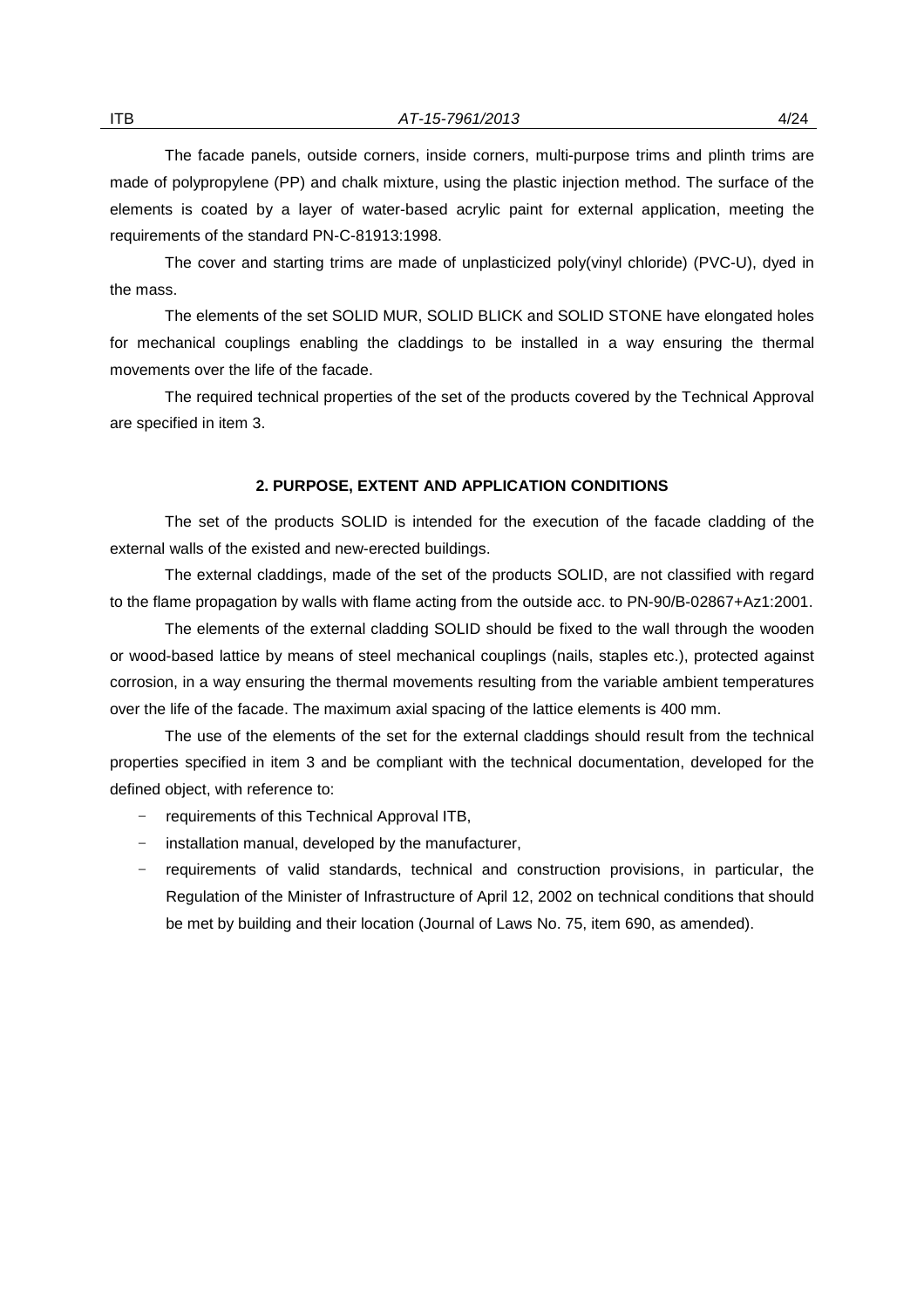The facade panels, outside corners, inside corners, multi-purpose trims and plinth trims are made of polypropylene (PP) and chalk mixture, using the plastic injection method. The surface of the elements is coated by a layer of water-based acrylic paint for external application, meeting the requirements of the standard PN-C-81913:1998.

The cover and starting trims are made of unplasticized poly(vinyl chloride) (PVC-U), dyed in the mass.

The elements of the set SOLID MUR, SOLID BLICK and SOLID STONE have elongated holes for mechanical couplings enabling the claddings to be installed in a way ensuring the thermal movements over the life of the facade.

The required technical properties of the set of the products covered by the Technical Approval are specified in item 3.

## 2. PURPOSE, EXTENT AND APPLICATION CONDITIONS

The set of the products SOLID is intended for the execution of the facade cladding of the external walls of the existed and new-erected buildings.

The external claddings, made of the set of the products SOLID, are not classified with regard to the flame propagation by walls with flame acting from the outside acc. to PN-90/B-02867+Az1:2001.

The elements of the external cladding SOLID should be fixed to the wall through the wooden or wood-based lattice by means of steel mechanical couplings (nails, staples etc.), protected against corrosion, in a way ensuring the thermal movements resulting from the variable ambient temperatures over the life of the facade. The maximum axial spacing of the lattice elements is 400 mm.

The use of the elements of the set for the external claddings should result from the technical properties specified in item 3 and be compliant with the technical documentation, developed for the defined object, with reference to:

- requirements of this Technical Approval ITB,
- installation manual, developed by the manufacturer,
- requirements of valid standards, technical and construction provisions, in particular, the Regulation of the Minister of Infrastructure of April 12, 2002 on technical conditions that should be met by building and their location (Journal of Laws No. 75, item 690, as amended).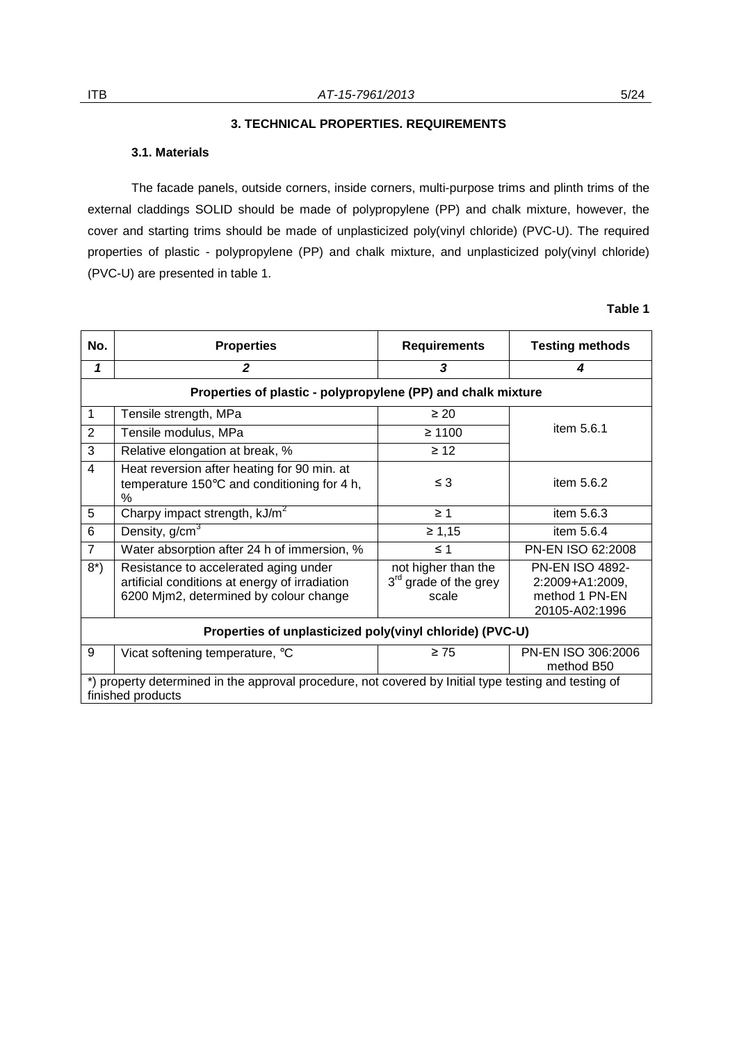## 3. TECHNICAL PROPERTIES. REQUIREMENTS

### 3.1. Materials

The facade panels, outside corners, inside corners, multi-purpose trims and plinth trims of the external claddings SOLID should be made of polypropylene (PP) and chalk mixture, however, the cover and starting trims should be made of unplasticized poly(vinyl chloride) (PVC-U). The required properties of plastic - polypropylene (PP) and chalk mixture, and unplasticized poly(vinyl chloride) (PVC-U) are presented in table 1.

**Table 1**

| No. | Properties | Requirements | Testing methods |
|---|---|---|---|
| ***1*** | ***2*** | ***3*** | ***4*** |
| **Properties of plastic - polypropylene (PP) and chalk mixture** | | | |
| 1 | Tensile strength, MPa | ≥ 20 | item 5.6.1 |
| 2 | Tensile modulus, MPa | ≥ 1100 | |
| 3 | Relative elongation at break, % | ≥ 12 | |
| 4 | Heat reversion after heating for 90 min. at temperature 150°C and conditioning for 4 h, % | ≤ 3 | item 5.6.2 |
| 5 | Charpy impact strength, $kJ/m^2$ | ≥ 1 | item 5.6.3 |
| 6 | Density, $g/cm^3$ | ≥ 1,15 | item 5.6.4 |
| 7 | Water absorption after 24 h of immersion, % | ≤ 1 | PN-EN ISO 62:2008 |
| 8*) | Resistance to accelerated aging under artificial conditions at energy of irradiation 6200 Mjm2, determined by colour change | not higher than the 3rd grade of the grey scale | PN-EN ISO 4892-2:2009+A1:2009, method 1 PN-EN 20105-A02:1996 |
| **Properties of unplasticized poly(vinyl chloride) (PVC-U)** | | | |
| 9 | Vicat softening temperature, °C | ≥ 75 | PN-EN ISO 306:2006 method B50 |
| *) property determined in the approval procedure, not covered by Initial type testing and testing of finished products | | | |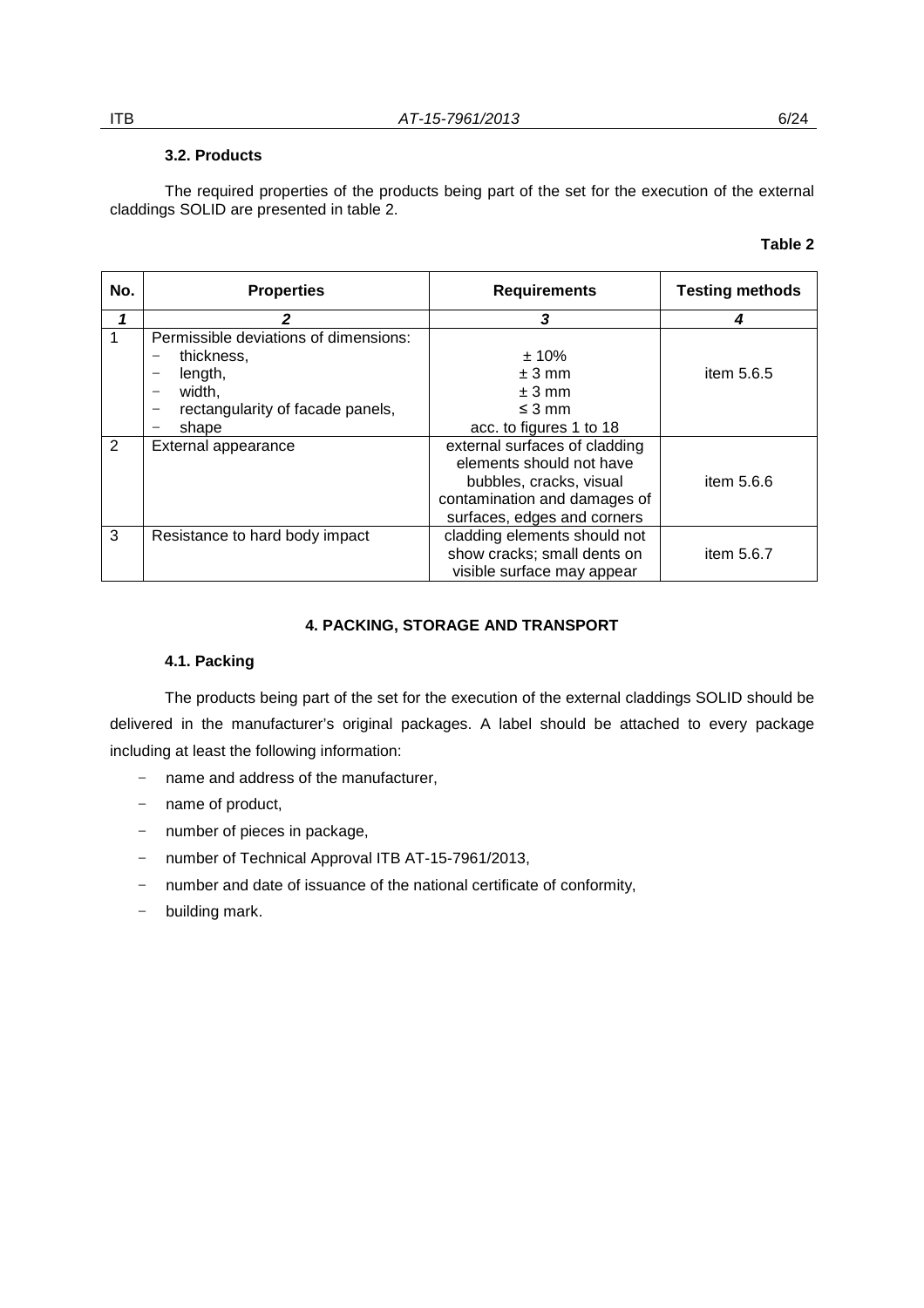### 3.2. Products

The required properties of the products being part of the set for the execution of the external claddings SOLID are presented in table 2.

**Table 2**

| No. | Properties | Requirements | Testing methods |
|---|---|---|---|
| ***1*** | ***2*** | ***3*** | ***4*** |
| 1 | Permissible deviations of dimensions:<br>− thickness,<br>− length,<br>− width,<br>− rectangularity of facade panels,<br>− shape | <br>± 10%<br>± 3 mm<br>± 3 mm<br>≤ 3 mm<br>acc. to figures 1 to 18 | item 5.6.5 |
| 2 | External appearance | external surfaces of cladding elements should not have bubbles, cracks, visual contamination and damages of surfaces, edges and corners | item 5.6.6 |
| 3 | Resistance to hard body impact | cladding elements should not show cracks; small dents on visible surface may appear | item 5.6.7 |

## 4. PACKING, STORAGE AND TRANSPORT

### 4.1. Packing

The products being part of the set for the execution of the external claddings SOLID should be delivered in the manufacturer's original packages. A label should be attached to every package including at least the following information:

- name and address of the manufacturer,
- name of product,
- number of pieces in package,
- number of Technical Approval ITB AT-15-7961/2013,
- number and date of issuance of the national certificate of conformity,
- building mark.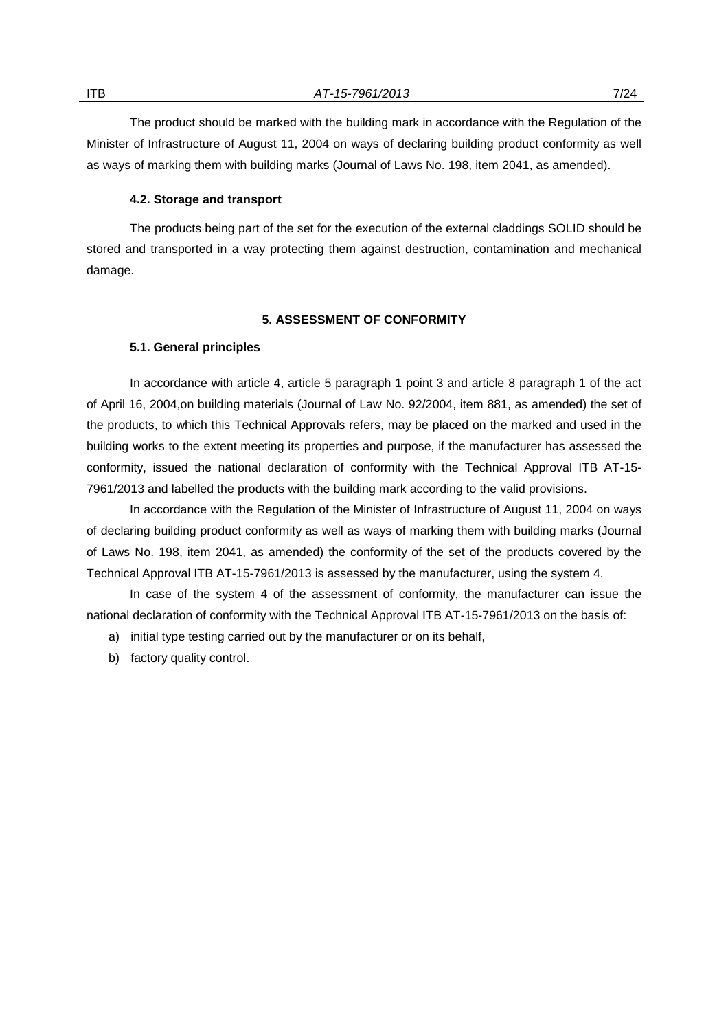The product should be marked with the building mark in accordance with the Regulation of the Minister of Infrastructure of August 11, 2004 on ways of declaring building product conformity as well as ways of marking them with building marks (Journal of Laws No. 198, item 2041, as amended).

### 4.2. Storage and transport

The products being part of the set for the execution of the external claddings SOLID should be stored and transported in a way protecting them against destruction, contamination and mechanical damage.

## 5. ASSESSMENT OF CONFORMITY

### 5.1. General principles

In accordance with article 4, article 5 paragraph 1 point 3 and article 8 paragraph 1 of the act of April 16, 2004,on building materials (Journal of Law No. 92/2004, item 881, as amended) the set of the products, to which this Technical Approvals refers, may be placed on the marked and used in the building works to the extent meeting its properties and purpose, if the manufacturer has assessed the conformity, issued the national declaration of conformity with the Technical Approval ITB AT-15-7961/2013 and labelled the products with the building mark according to the valid provisions.

In accordance with the Regulation of the Minister of Infrastructure of August 11, 2004 on ways of declaring building product conformity as well as ways of marking them with building marks (Journal of Laws No. 198, item 2041, as amended) the conformity of the set of the products covered by the Technical Approval ITB AT-15-7961/2013 is assessed by the manufacturer, using the system 4.

In case of the system 4 of the assessment of conformity, the manufacturer can issue the national declaration of conformity with the Technical Approval ITB AT-15-7961/2013 on the basis of:

a) initial type testing carried out by the manufacturer or on its behalf,
b) factory quality control.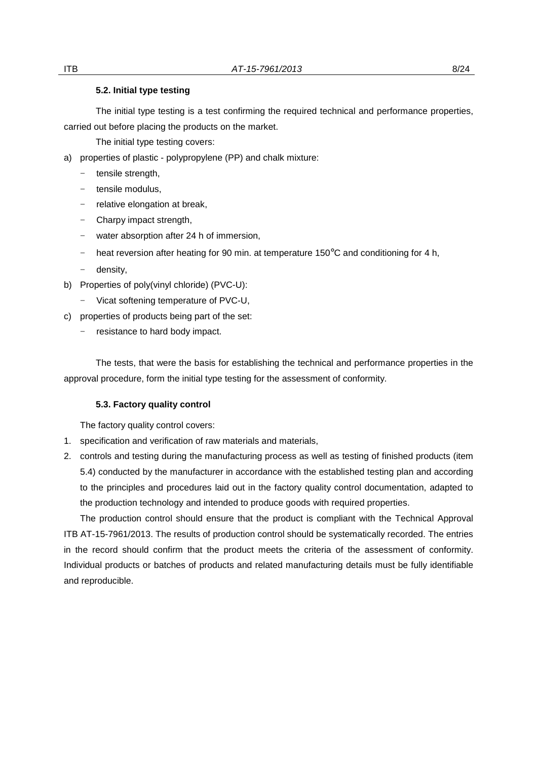#### 5.2. Initial type testing

The initial type testing is a test confirming the required technical and performance properties, carried out before placing the products on the market.

The initial type testing covers:

a) properties of plastic - polypropylene (PP) and chalk mixture:
   - tensile strength,
   - tensile modulus,
   - relative elongation at break,
   - Charpy impact strength,
   - water absorption after 24 h of immersion,
   - heat reversion after heating for 90 min. at temperature 150°C and conditioning for 4 h,
   - density,
b) Properties of poly(vinyl chloride) (PVC-U):
   - Vicat softening temperature of PVC-U,
c) properties of products being part of the set:
   - resistance to hard body impact.

The tests, that were the basis for establishing the technical and performance properties in the approval procedure, form the initial type testing for the assessment of conformity.

#### 5.3. Factory quality control

The factory quality control covers:

1. specification and verification of raw materials and materials,
2. controls and testing during the manufacturing process as well as testing of finished products (item 5.4) conducted by the manufacturer in accordance with the established testing plan and according to the principles and procedures laid out in the factory quality control documentation, adapted to the production technology and intended to produce goods with required properties.

The production control should ensure that the product is compliant with the Technical Approval ITB AT-15-7961/2013. The results of production control should be systematically recorded. The entries in the record should confirm that the product meets the criteria of the assessment of conformity. Individual products or batches of products and related manufacturing details must be fully identifiable and reproducible.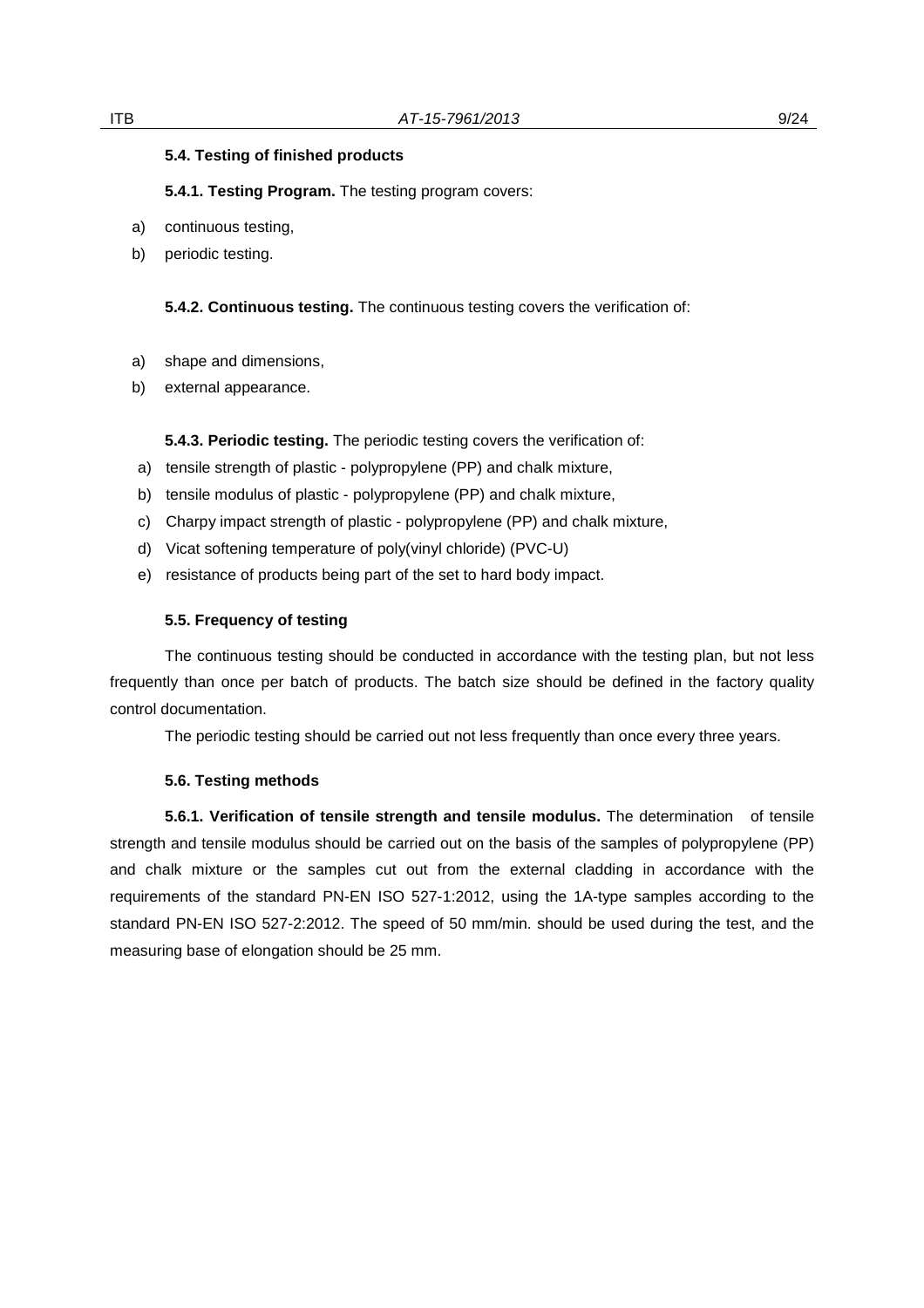### 5.4. Testing of finished products

**5.4.1. Testing Program.** The testing program covers:

a) continuous testing,
b) periodic testing.

**5.4.2. Continuous testing.** The continuous testing covers the verification of:

a) shape and dimensions,
b) external appearance.

**5.4.3. Periodic testing.** The periodic testing covers the verification of:

a) tensile strength of plastic - polypropylene (PP) and chalk mixture,
b) tensile modulus of plastic - polypropylene (PP) and chalk mixture,
c) Charpy impact strength of plastic - polypropylene (PP) and chalk mixture,
d) Vicat softening temperature of poly(vinyl chloride) (PVC-U)
e) resistance of products being part of the set to hard body impact.

### 5.5. Frequency of testing

The continuous testing should be conducted in accordance with the testing plan, but not less frequently than once per batch of products. The batch size should be defined in the factory quality control documentation.

The periodic testing should be carried out not less frequently than once every three years.

### 5.6. Testing methods

**5.6.1. Verification of tensile strength and tensile modulus.** The determination of tensile strength and tensile modulus should be carried out on the basis of the samples of polypropylene (PP) and chalk mixture or the samples cut out from the external cladding in accordance with the requirements of the standard PN-EN ISO 527-1:2012, using the 1A-type samples according to the standard PN-EN ISO 527-2:2012. The speed of 50 mm/min. should be used during the test, and the measuring base of elongation should be 25 mm.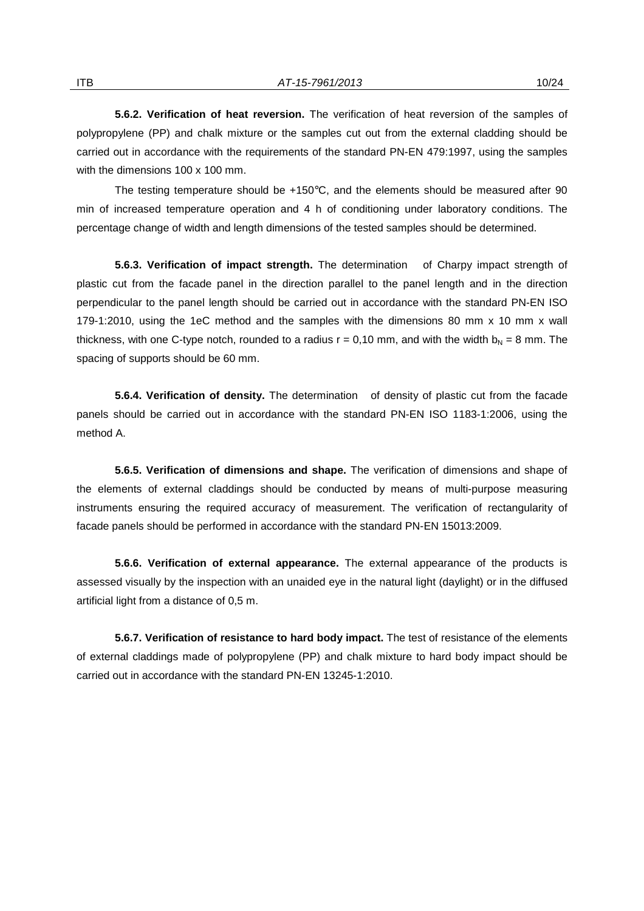**5.6.2. Verification of heat reversion.** The verification of heat reversion of the samples of polypropylene (PP) and chalk mixture or the samples cut out from the external cladding should be carried out in accordance with the requirements of the standard PN-EN 479:1997, using the samples with the dimensions 100 x 100 mm.

The testing temperature should be +150°C, and the elements should be measured after 90 min of increased temperature operation and 4 h of conditioning under laboratory conditions. The percentage change of width and length dimensions of the tested samples should be determined.

**5.6.3. Verification of impact strength.** The determination of Charpy impact strength of plastic cut from the facade panel in the direction parallel to the panel length and in the direction perpendicular to the panel length should be carried out in accordance with the standard PN-EN ISO 179-1:2010, using the 1eC method and the samples with the dimensions 80 mm x 10 mm x wall thickness, with one C-type notch, rounded to a radius r = 0,10 mm, and with the width $b_N$ = 8 mm. The spacing of supports should be 60 mm.

**5.6.4. Verification of density.** The determination of density of plastic cut from the facade panels should be carried out in accordance with the standard PN-EN ISO 1183-1:2006, using the method A.

**5.6.5. Verification of dimensions and shape.** The verification of dimensions and shape of the elements of external claddings should be conducted by means of multi-purpose measuring instruments ensuring the required accuracy of measurement. The verification of rectangularity of facade panels should be performed in accordance with the standard PN-EN 15013:2009.

**5.6.6. Verification of external appearance.** The external appearance of the products is assessed visually by the inspection with an unaided eye in the natural light (daylight) or in the diffused artificial light from a distance of 0,5 m.

**5.6.7. Verification of resistance to hard body impact.** The test of resistance of the elements of external claddings made of polypropylene (PP) and chalk mixture to hard body impact should be carried out in accordance with the standard PN-EN 13245-1:2010.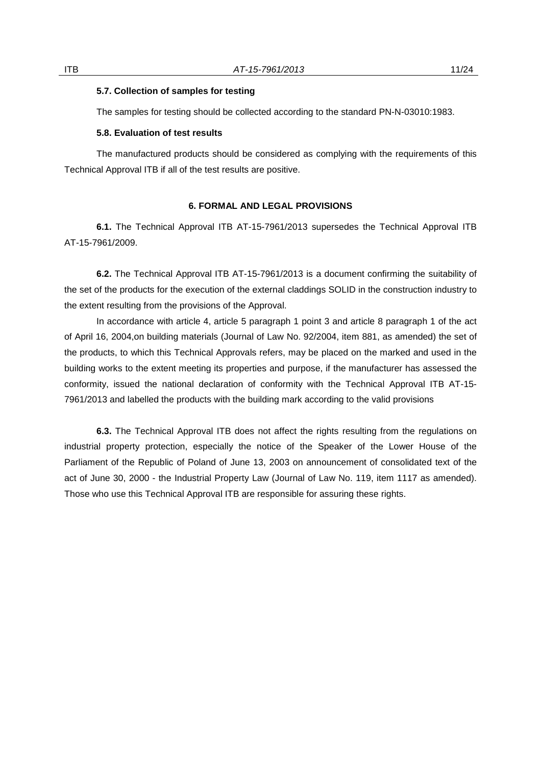### 5.7. Collection of samples for testing

The samples for testing should be collected according to the standard PN-N-03010:1983.

### 5.8. Evaluation of test results

The manufactured products should be considered as complying with the requirements of this Technical Approval ITB if all of the test results are positive.

## 6. FORMAL AND LEGAL PROVISIONS

**6.1.** The Technical Approval ITB AT-15-7961/2013 supersedes the Technical Approval ITB AT-15-7961/2009.

**6.2.** The Technical Approval ITB AT-15-7961/2013 is a document confirming the suitability of the set of the products for the execution of the external claddings SOLID in the construction industry to the extent resulting from the provisions of the Approval.

In accordance with article 4, article 5 paragraph 1 point 3 and article 8 paragraph 1 of the act of April 16, 2004,on building materials (Journal of Law No. 92/2004, item 881, as amended) the set of the products, to which this Technical Approvals refers, may be placed on the marked and used in the building works to the extent meeting its properties and purpose, if the manufacturer has assessed the conformity, issued the national declaration of conformity with the Technical Approval ITB AT-15-7961/2013 and labelled the products with the building mark according to the valid provisions

**6.3.** The Technical Approval ITB does not affect the rights resulting from the regulations on industrial property protection, especially the notice of the Speaker of the Lower House of the Parliament of the Republic of Poland of June 13, 2003 on announcement of consolidated text of the act of June 30, 2000 - the Industrial Property Law (Journal of Law No. 119, item 1117 as amended). Those who use this Technical Approval ITB are responsible for assuring these rights.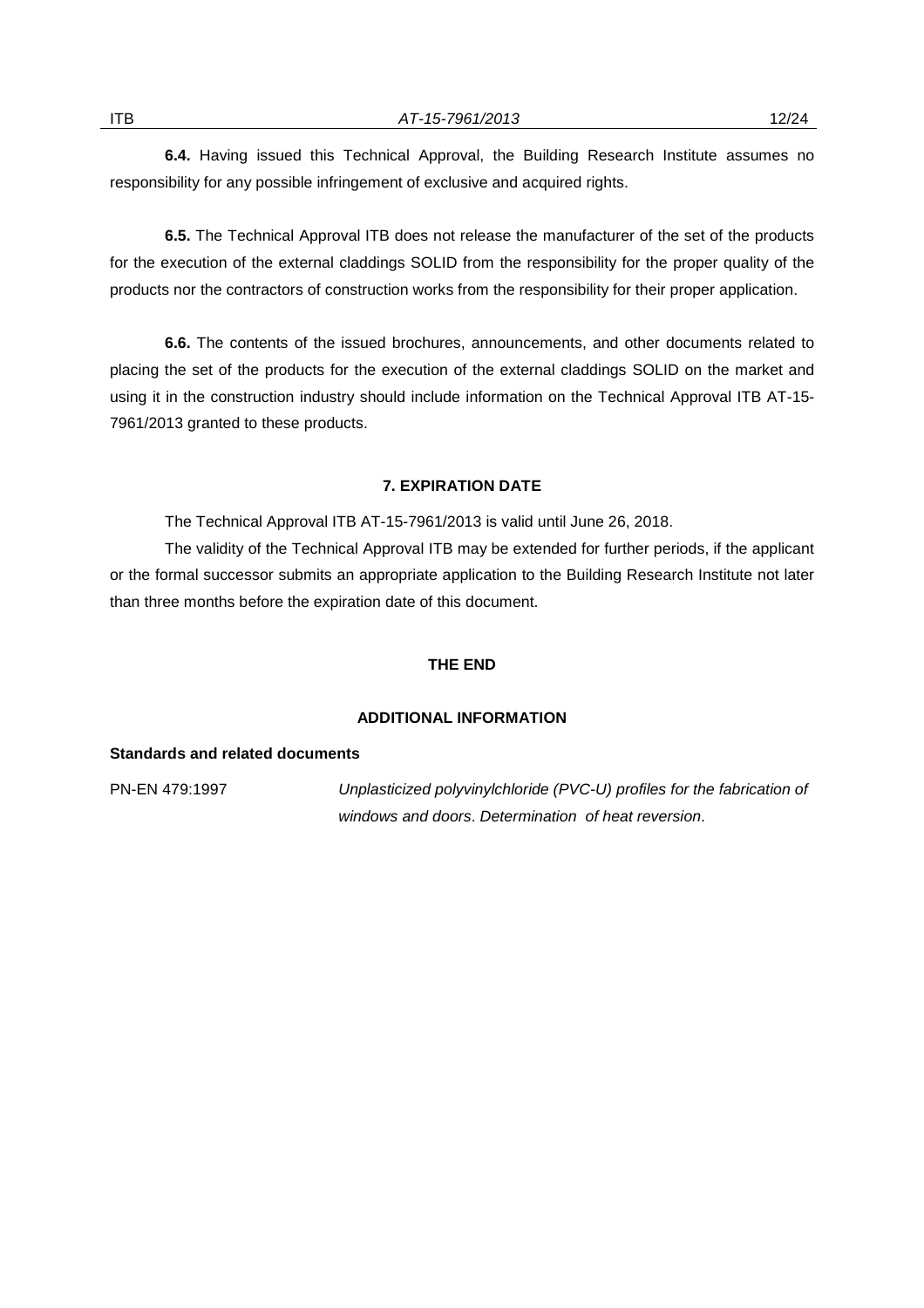**6.4.** Having issued this Technical Approval, the Building Research Institute assumes no responsibility for any possible infringement of exclusive and acquired rights.

**6.5.** The Technical Approval ITB does not release the manufacturer of the set of the products for the execution of the external claddings SOLID from the responsibility for the proper quality of the products nor the contractors of construction works from the responsibility for their proper application.

**6.6.** The contents of the issued brochures, announcements, and other documents related to placing the set of the products for the execution of the external claddings SOLID on the market and using it in the construction industry should include information on the Technical Approval ITB AT-15-7961/2013 granted to these products.

## 7. EXPIRATION DATE

The Technical Approval ITB AT-15-7961/2013 is valid until June 26, 2018.

The validity of the Technical Approval ITB may be extended for further periods, if the applicant or the formal successor submits an appropriate application to the Building Research Institute not later than three months before the expiration date of this document.

**THE END**

## ADDITIONAL INFORMATION

**Standards and related documents**

PN-EN 479:1997 — *Unplasticized polyvinylchloride (PVC-U) profiles for the fabrication of windows and doors*. *Determination of heat reversion*.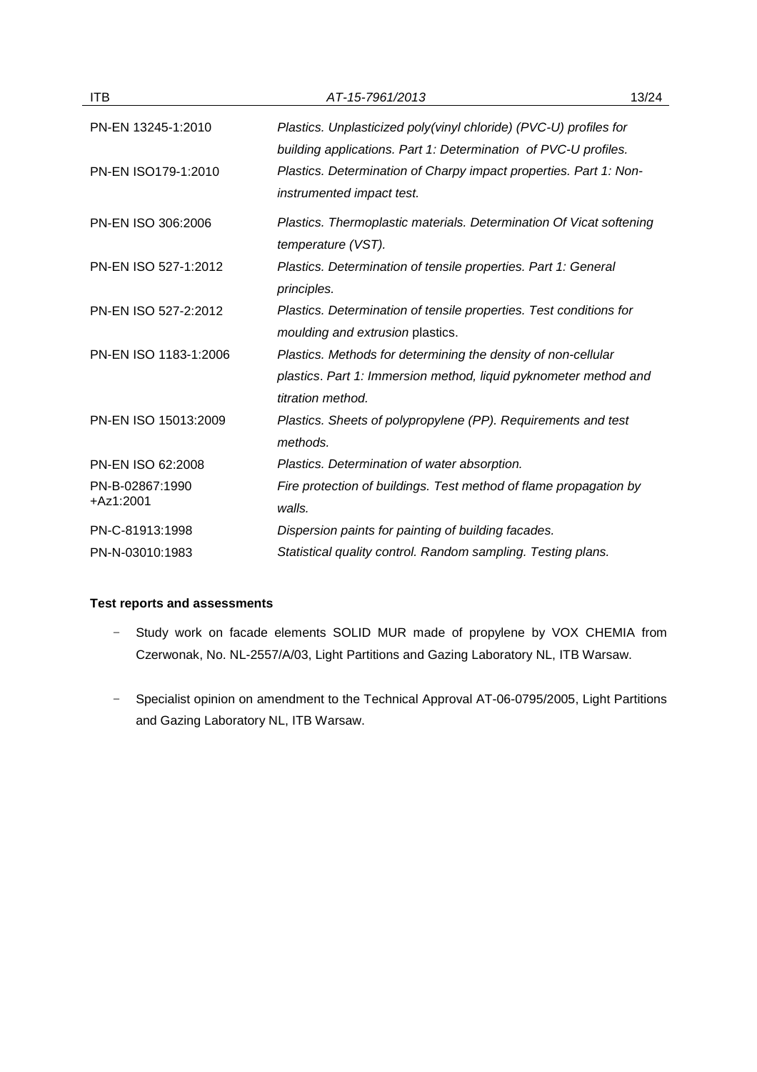| | |
|---|---|
| PN-EN 13245-1:2010 | *Plastics. Unplasticized poly(vinyl chloride) (PVC-U) profiles for building applications. Part 1: Determination of PVC-U profiles.* |
| PN-EN ISO179-1:2010 | *Plastics. Determination of Charpy impact properties. Part 1: Non-instrumented impact test.* |
| PN-EN ISO 306:2006 | *Plastics. Thermoplastic materials. Determination Of Vicat softening temperature (VST).* |
| PN-EN ISO 527-1:2012 | *Plastics. Determination of tensile properties. Part 1: General principles.* |
| PN-EN ISO 527-2:2012 | *Plastics. Determination of tensile properties. Test conditions for moulding and extrusion* plastics. |
| PN-EN ISO 1183-1:2006 | *Plastics. Methods for determining the density of non-cellular plastics. Part 1: Immersion method, liquid pyknometer method and titration method.* |
| PN-EN ISO 15013:2009 | *Plastics. Sheets of polypropylene (PP). Requirements and test methods.* |
| PN-EN ISO 62:2008 | *Plastics. Determination of water absorption.* |
| PN-B-02867:1990 +Az1:2001 | *Fire protection of buildings. Test method of flame propagation by walls.* |
| PN-C-81913:1998 | *Dispersion paints for painting of building facades.* |
| PN-N-03010:1983 | *Statistical quality control. Random sampling. Testing plans.* |

**Test reports and assessments**

- Study work on facade elements SOLID MUR made of propylene by VOX CHEMIA from Czerwonak, No. NL-2557/A/03, Light Partitions and Gazing Laboratory NL, ITB Warsaw.
- Specialist opinion on amendment to the Technical Approval AT-06-0795/2005, Light Partitions and Gazing Laboratory NL, ITB Warsaw.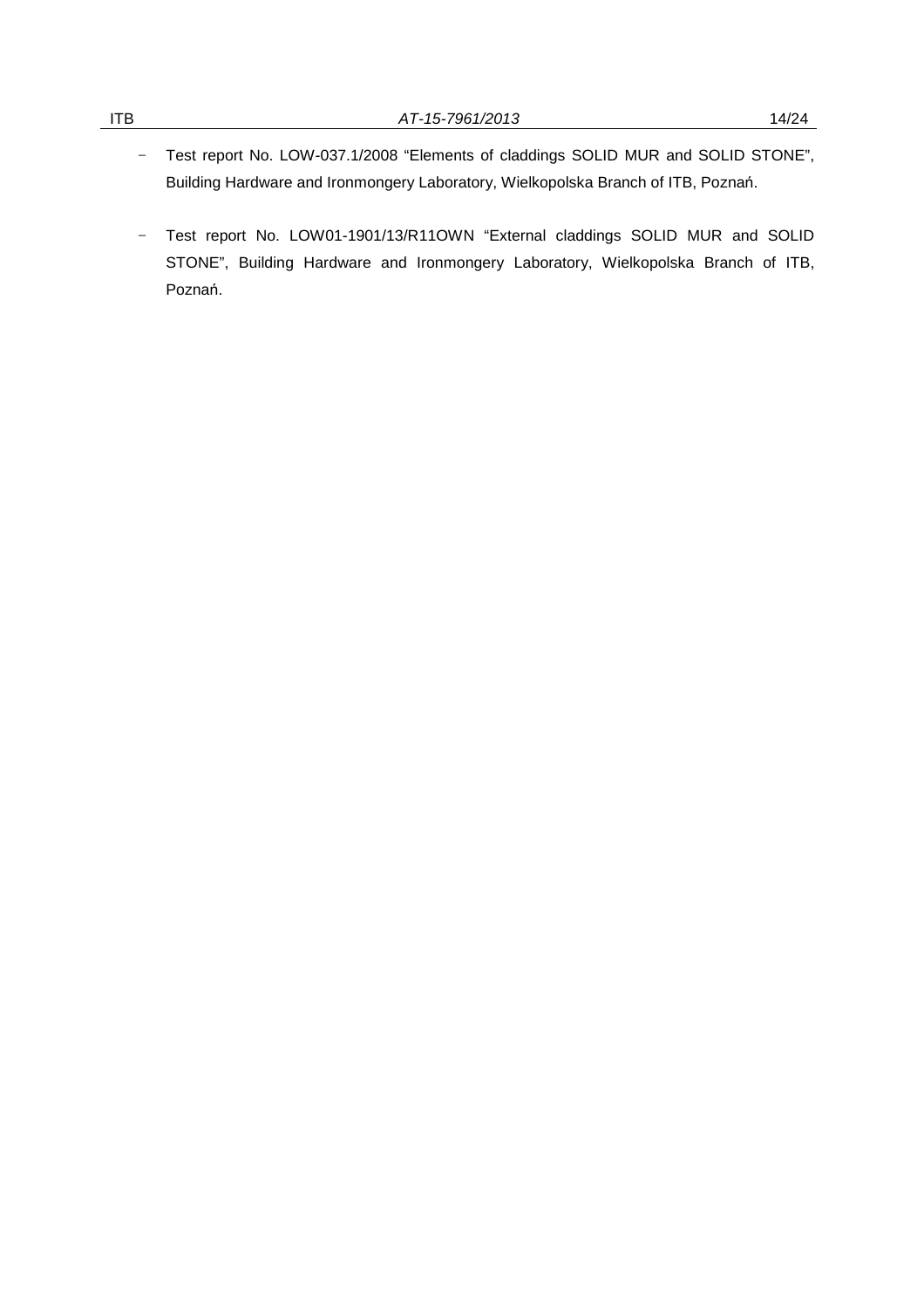- Test report No. LOW-037.1/2008 “Elements of claddings SOLID MUR and SOLID STONE”, Building Hardware and Ironmongery Laboratory, Wielkopolska Branch of ITB, Poznań.

- Test report No. LOW01-1901/13/R11OWN “External claddings SOLID MUR and SOLID STONE”, Building Hardware and Ironmongery Laboratory, Wielkopolska Branch of ITB, Poznań.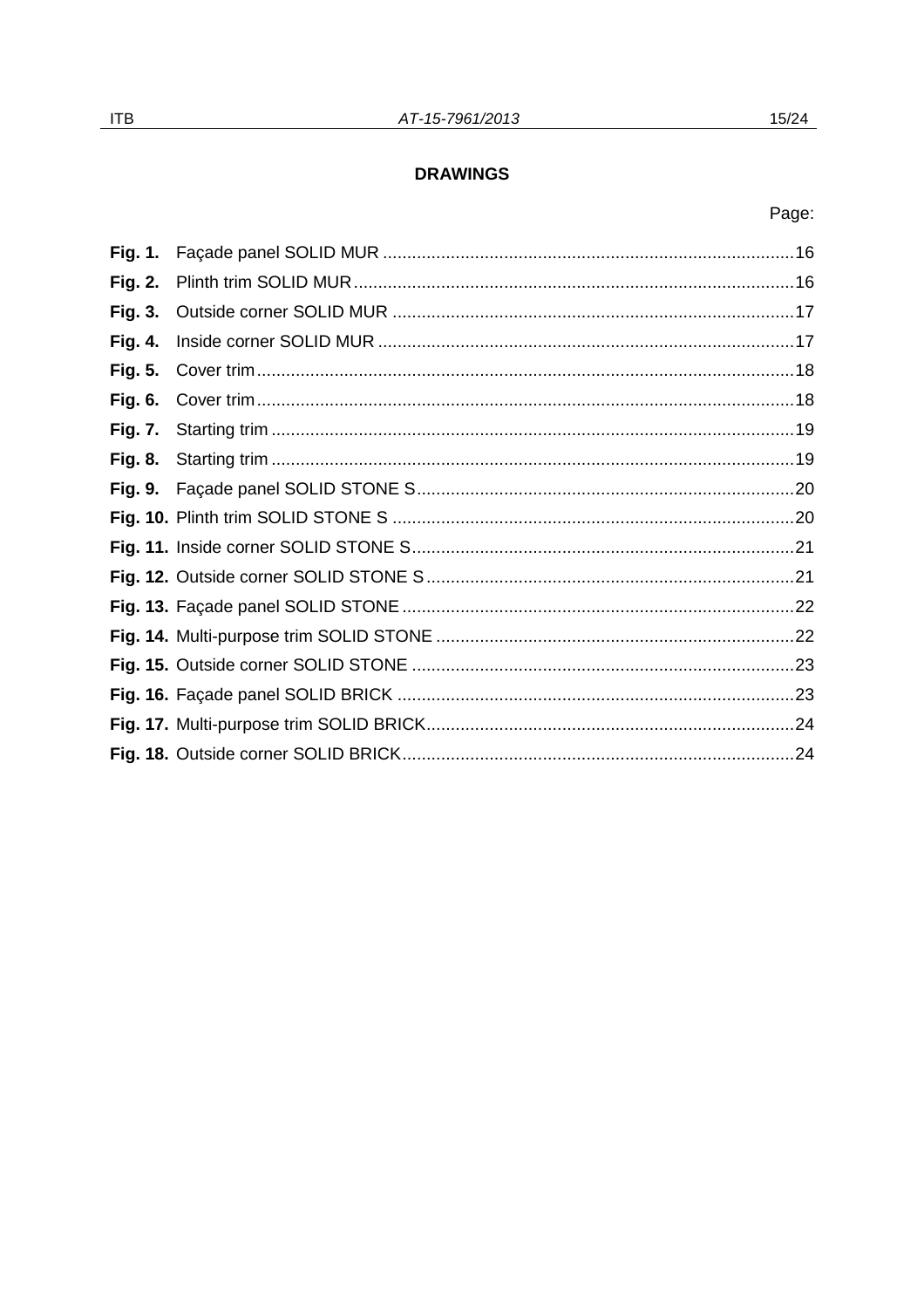## DRAWINGS

Page:

**Fig. 1.** Façade panel SOLID MUR ....................................................................................16
**Fig. 2.** Plinth trim SOLID MUR..........................................................................................16
**Fig. 3.** Outside corner SOLID MUR ..................................................................................17
**Fig. 4.** Inside corner SOLID MUR .....................................................................................17
**Fig. 5.** Cover trim..............................................................................................................18
**Fig. 6.** Cover trim..............................................................................................................18
**Fig. 7.** Starting trim ...........................................................................................................19
**Fig. 8.** Starting trim ...........................................................................................................19
**Fig. 9.** Façade panel SOLID STONE S.............................................................................20
**Fig. 10.** Plinth trim SOLID STONE S ..................................................................................20
**Fig. 11.** Inside corner SOLID STONE S..............................................................................21
**Fig. 12.** Outside corner SOLID STONE S ...........................................................................21
**Fig. 13.** Façade panel SOLID STONE ................................................................................22
**Fig. 14.** Multi-purpose trim SOLID STONE .........................................................................22
**Fig. 15.** Outside corner SOLID STONE ..............................................................................23
**Fig. 16.** Façade panel SOLID BRICK .................................................................................23
**Fig. 17.** Multi-purpose trim SOLID BRICK...........................................................................24
**Fig. 18.** Outside corner SOLID BRICK................................................................................24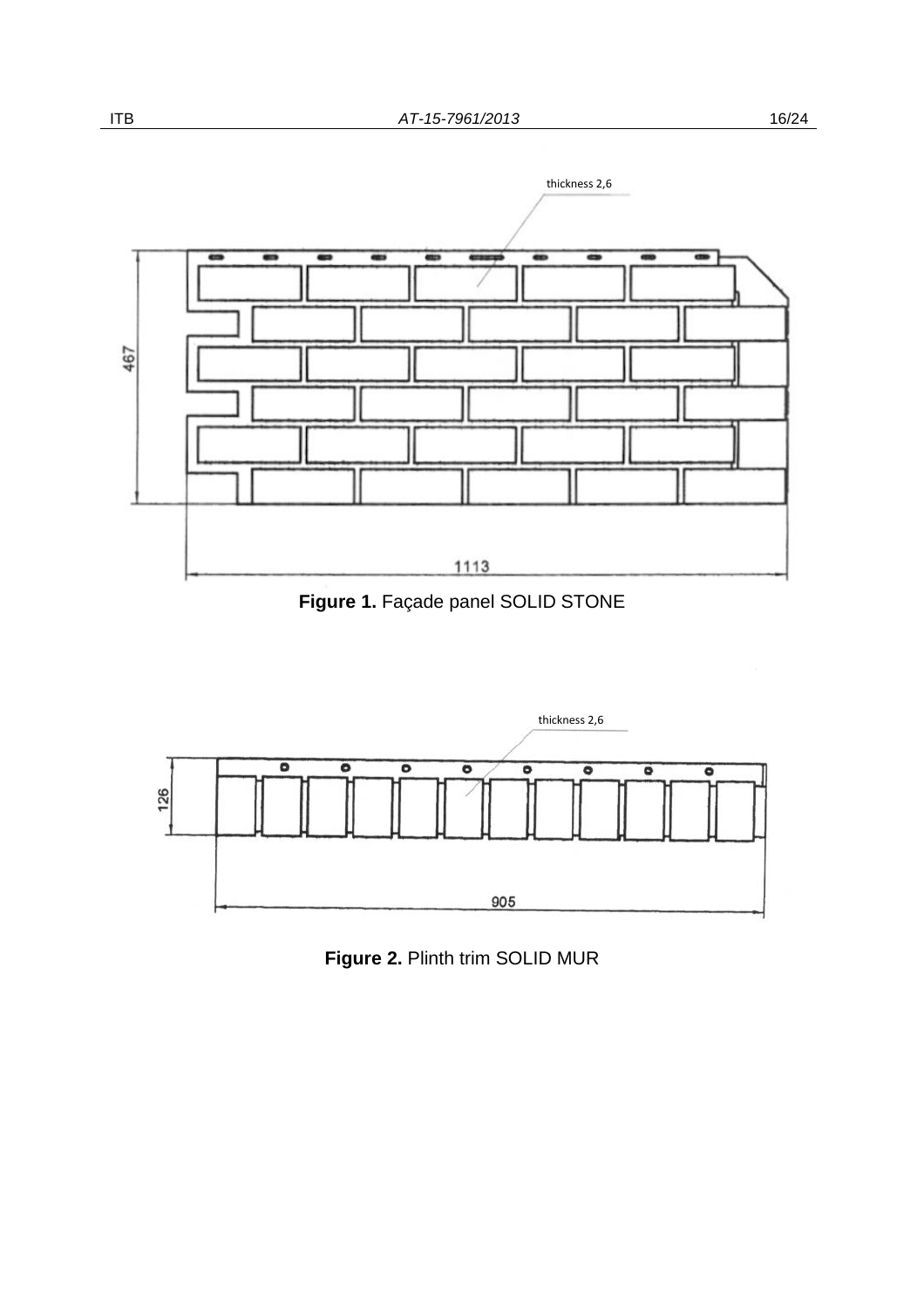thickness 2,6

467

1113

**Figure 1.** Façade panel SOLID STONE

thickness 2,6

126

905

**Figure 2.** Plinth trim SOLID MUR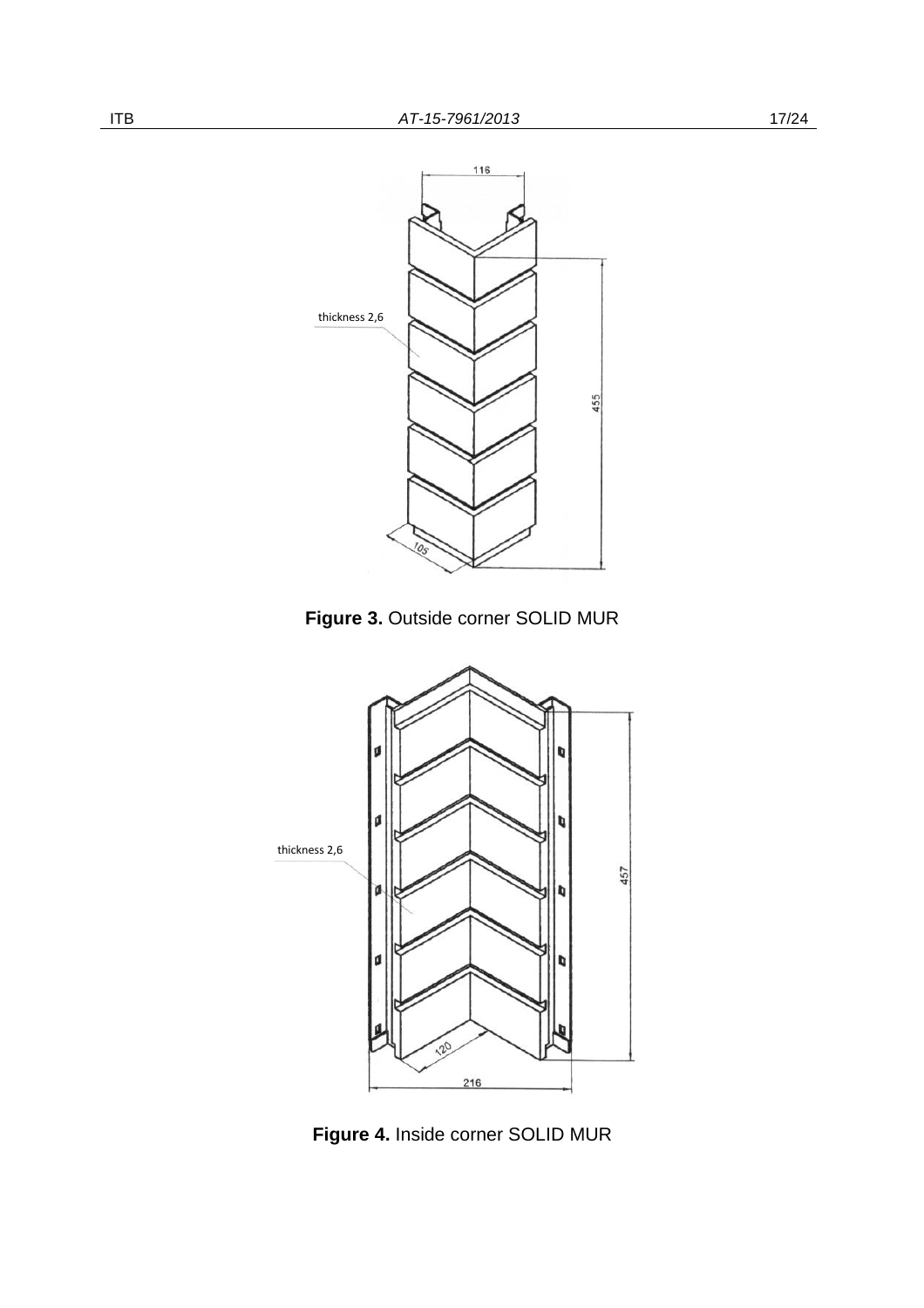thickness 2,6

116

455

105

**Figure 3.** Outside corner SOLID MUR

thickness 2,6

457

120

216

**Figure 4.** Inside corner SOLID MUR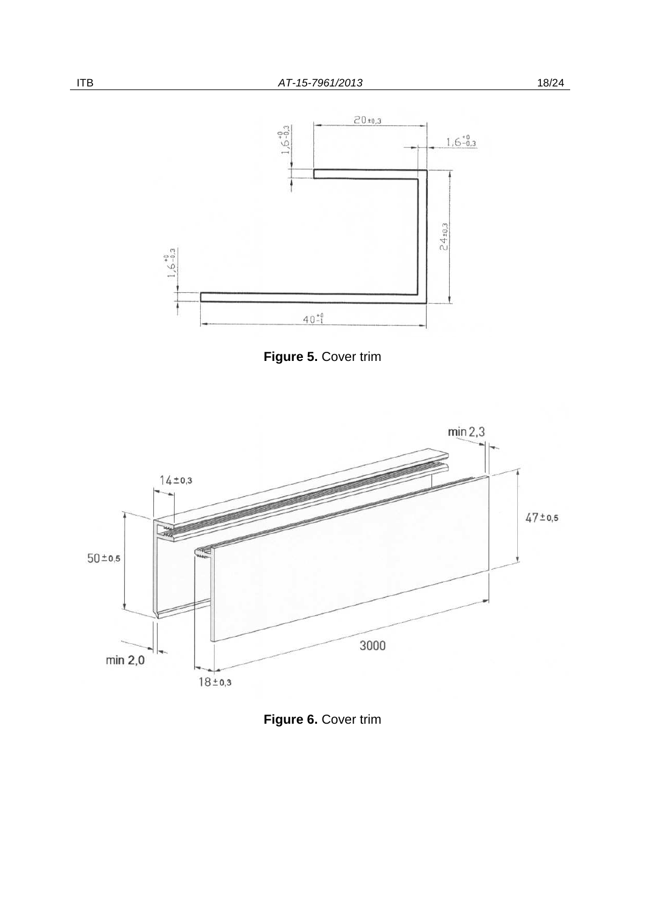**Figure 5.** Cover trim

**Figure 6.** Cover trim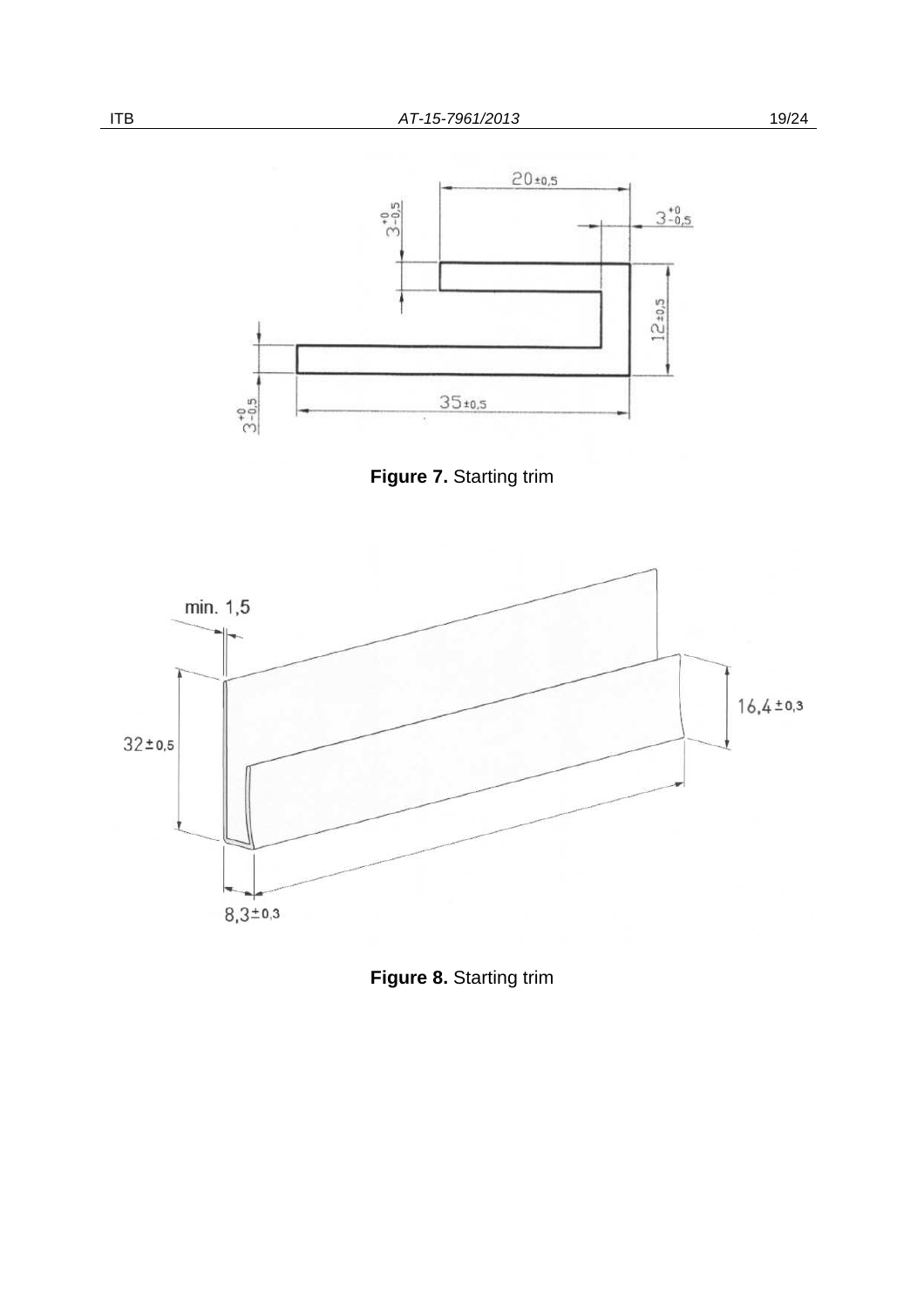**Figure 7.** Starting trim

**Figure 8.** Starting trim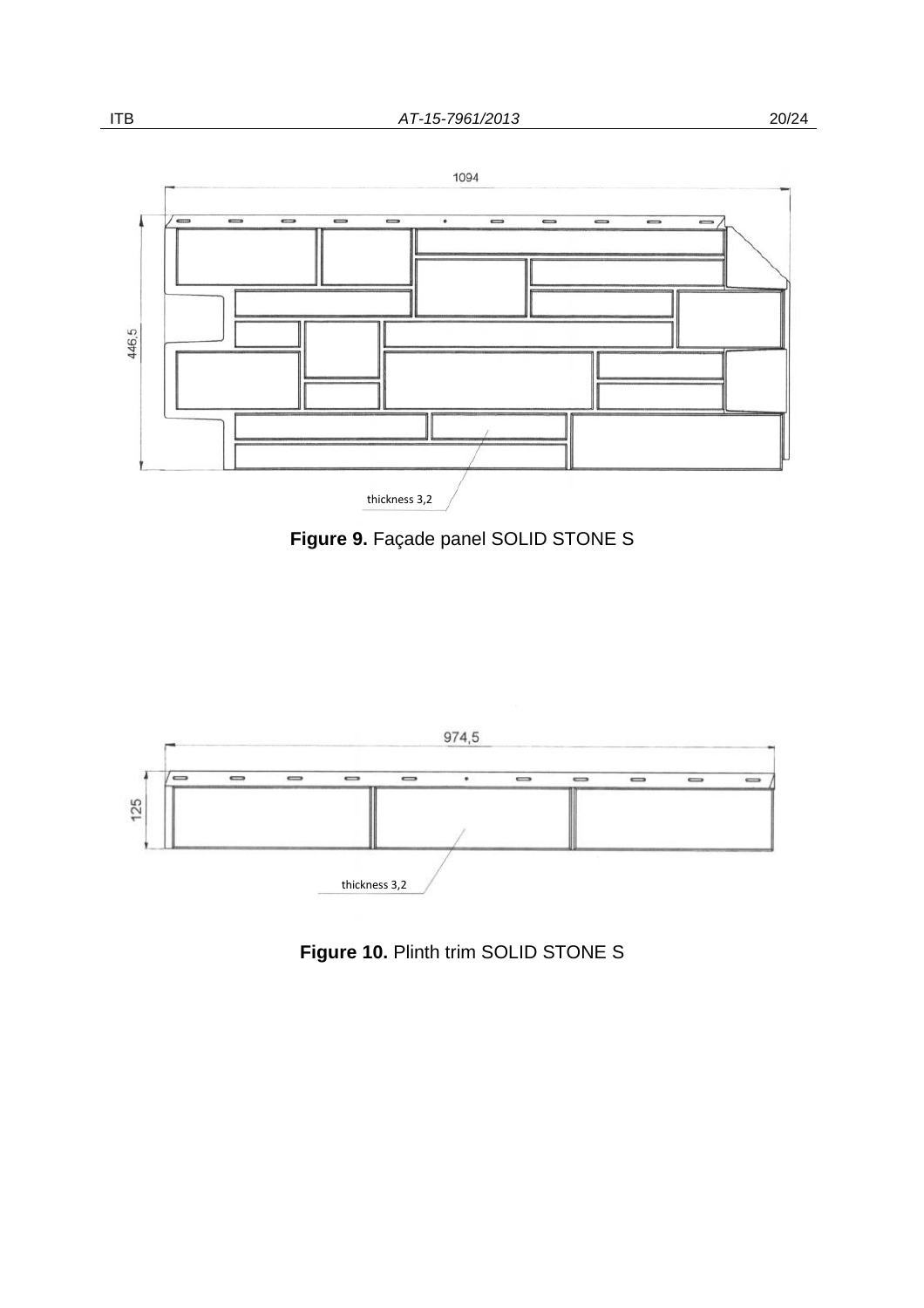1094

446,5

thickness 3,2

**Figure 9.** Façade panel SOLID STONE S

974,5

125

thickness 3,2

**Figure 10.** Plinth trim SOLID STONE S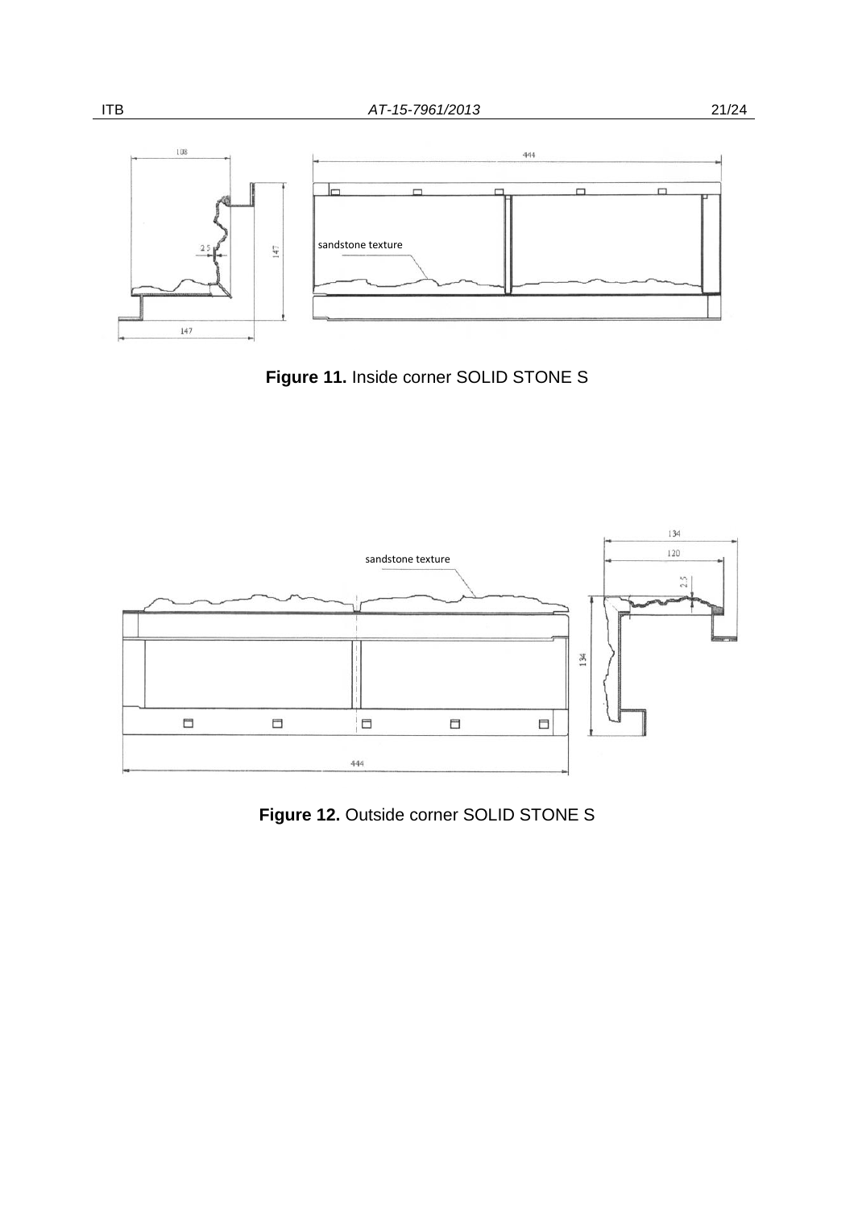Figure 11. Inside corner SOLID STONE S

Figure 12. Outside corner SOLID STONE S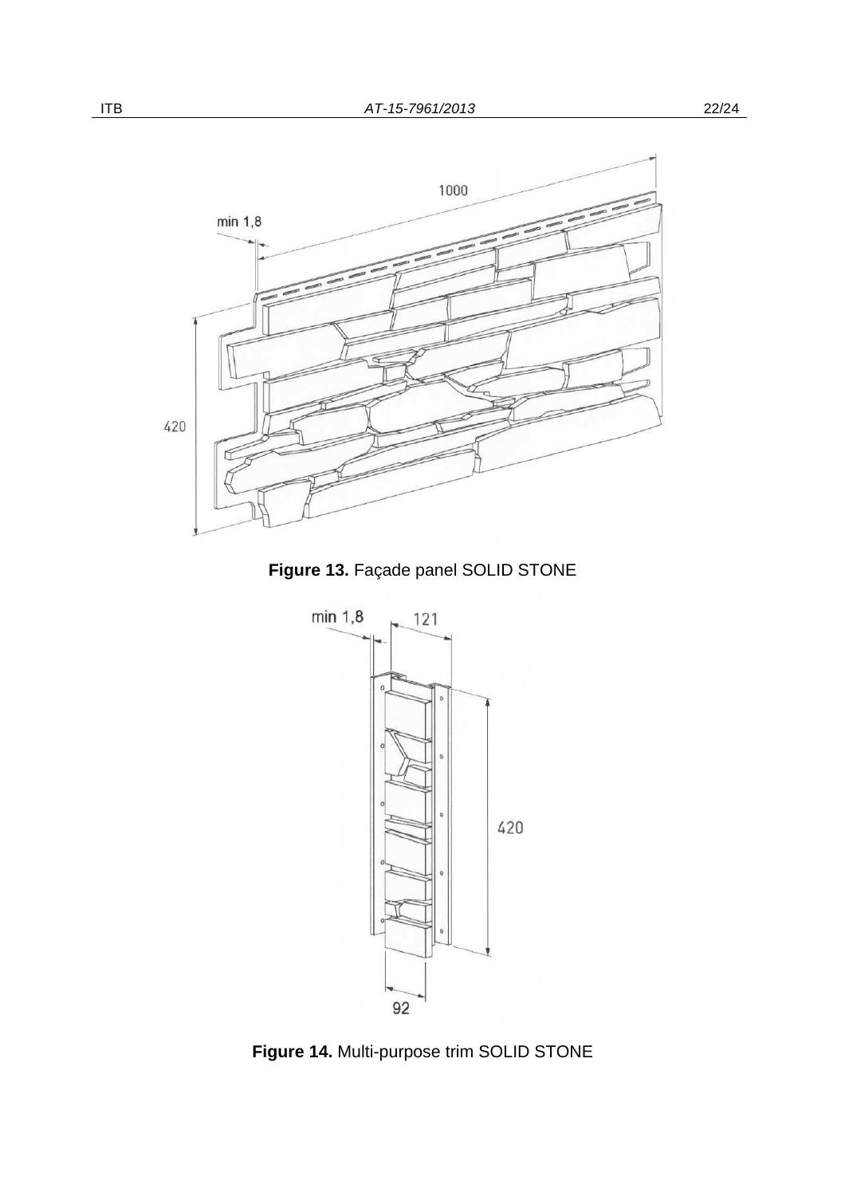Figure 13. Façade panel SOLID STONE

Figure 14. Multi-purpose trim SOLID STONE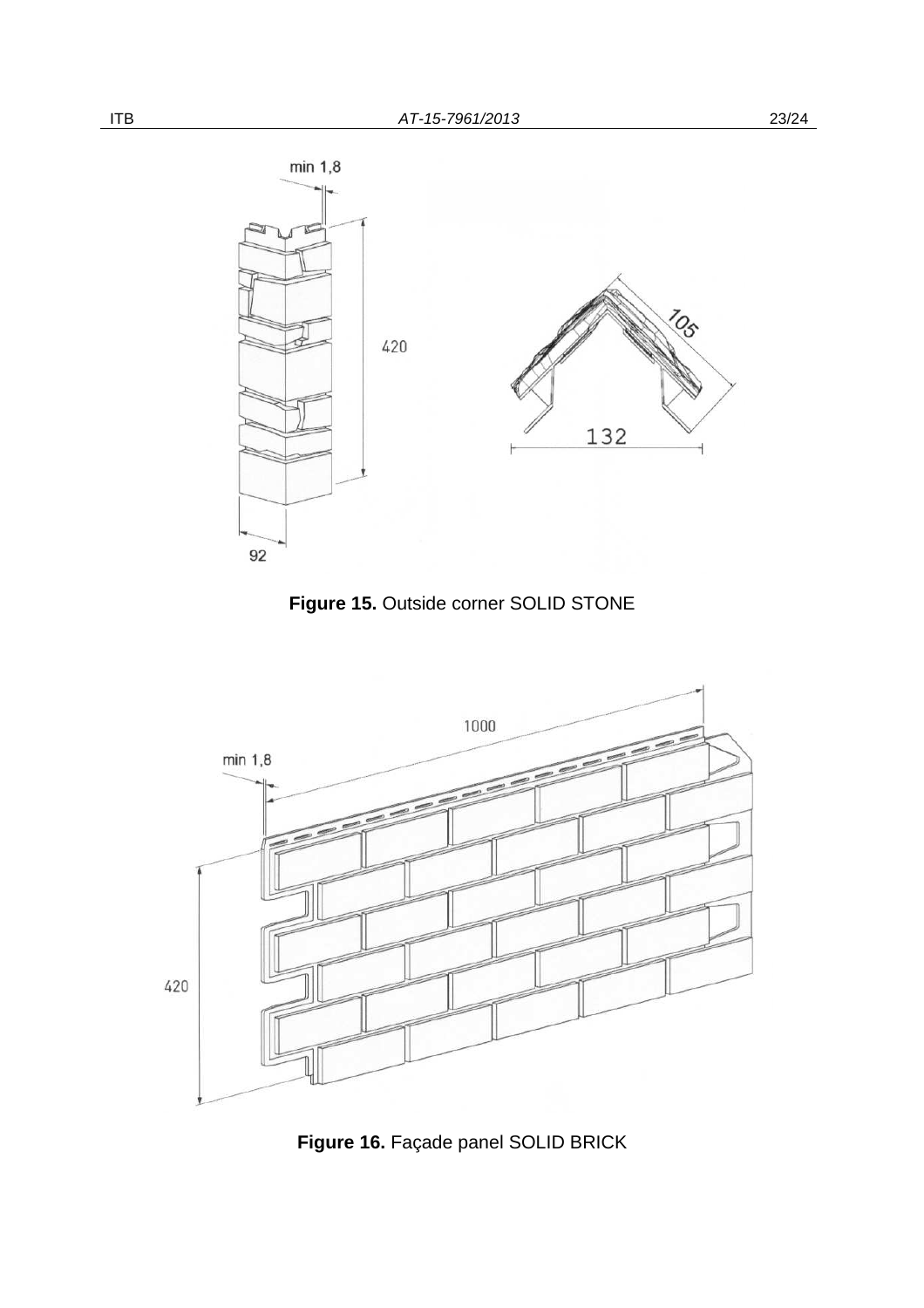**Figure 15.** Outside corner SOLID STONE

**Figure 16.** Façade panel SOLID BRICK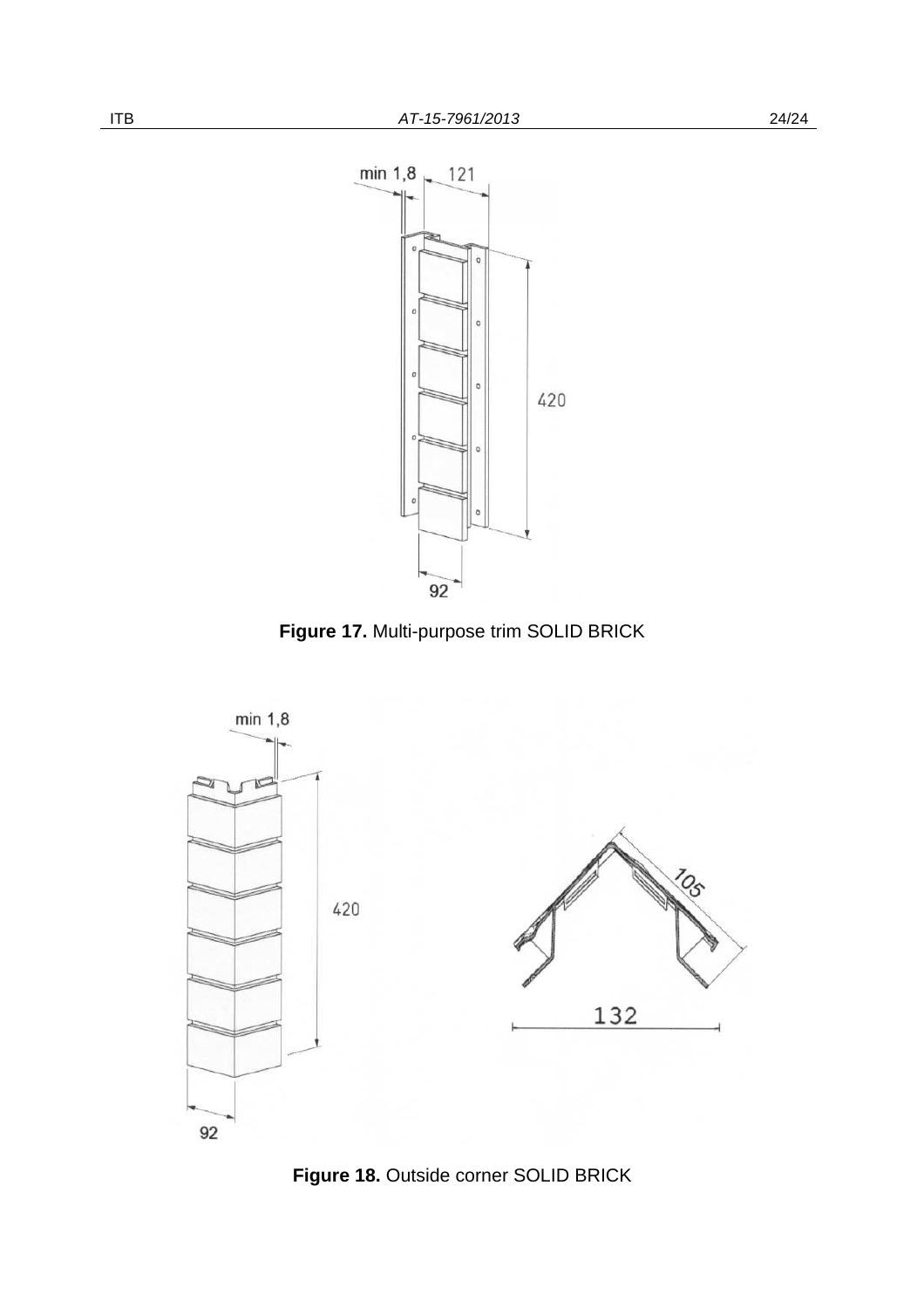min 1,8

121

420

92

**Figure 17.** Multi-purpose trim SOLID BRICK

min 1,8

420

92

105

132

**Figure 18.** Outside corner SOLID BRICK